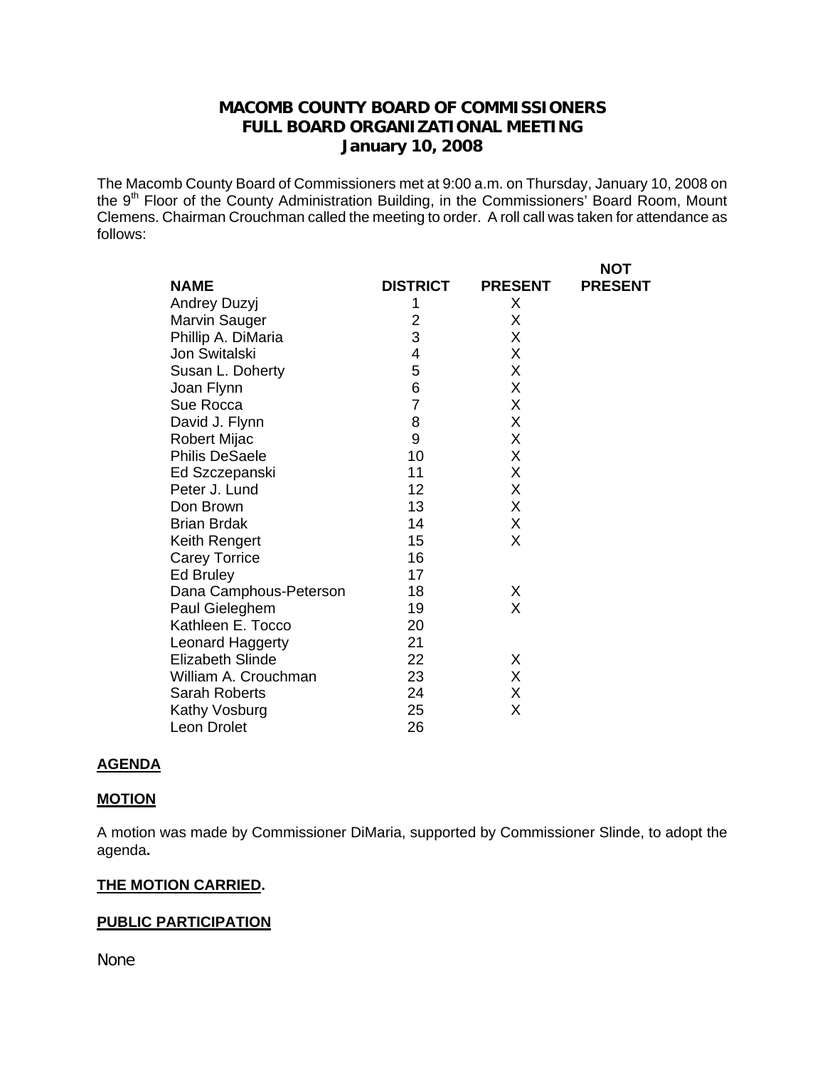# MACOMB COUNTY BOARD OF COMMISSIONERS
# FULL BOARD ORGANIZATIONAL MEETING
# January 10, 2008

The Macomb County Board of Commissioners met at 9:00 a.m. on Thursday, January 10, 2008 on the 9th Floor of the County Administration Building, in the Commissioners' Board Room, Mount Clemens. Chairman Crouchman called the meeting to order. A roll call was taken for attendance as follows:

| NAME | DISTRICT | PRESENT | NOT PRESENT |
|---|---|---|---|
| Andrey Duzyj | 1 | X | |
| Marvin Sauger | 2 | X | |
| Phillip A. DiMaria | 3 | X | |
| Jon Switalski | 4 | X | |
| Susan L. Doherty | 5 | X | |
| Joan Flynn | 6 | X | |
| Sue Rocca | 7 | X | |
| David J. Flynn | 8 | X | |
| Robert Mijac | 9 | X | |
| Philis DeSaele | 10 | X | |
| Ed Szczepanski | 11 | X | |
| Peter J. Lund | 12 | X | |
| Don Brown | 13 | X | |
| Brian Brdak | 14 | X | |
| Keith Rengert | 15 | X | |
| Carey Torrice | 16 | | |
| Ed Bruley | 17 | | |
| Dana Camphous-Peterson | 18 | X | |
| Paul Gieleghem | 19 | X | |
| Kathleen E. Tocco | 20 | | |
| Leonard Haggerty | 21 | | |
| Elizabeth Slinde | 22 | X | |
| William A. Crouchman | 23 | X | |
| Sarah Roberts | 24 | X | |
| Kathy Vosburg | 25 | X | |
| Leon Drolet | 26 | | |

**AGENDA**

**MOTION**

A motion was made by Commissioner DiMaria, supported by Commissioner Slinde, to adopt the agenda**.**

**THE MOTION CARRIED.**

**PUBLIC PARTICIPATION**

None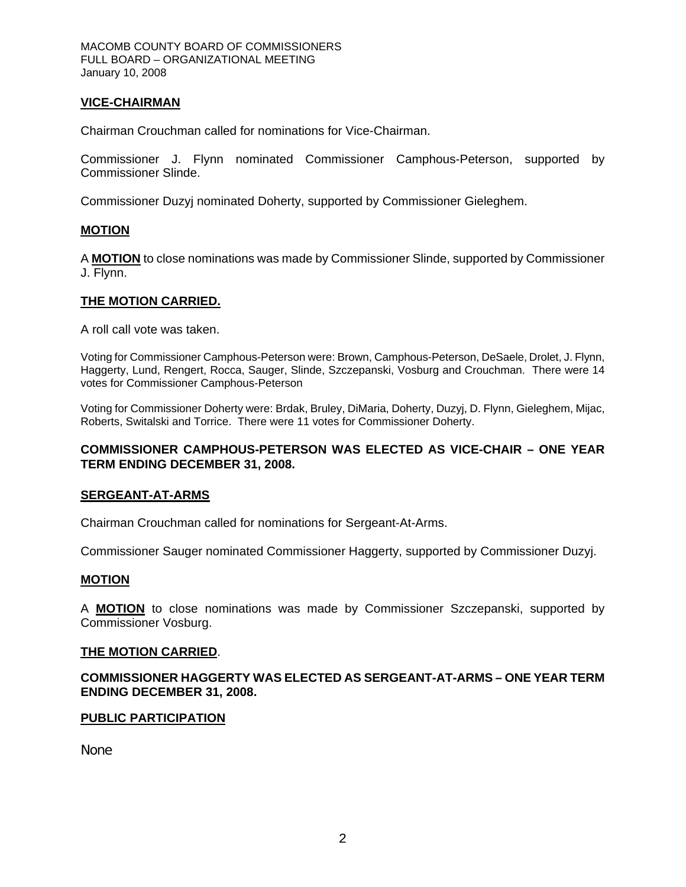## VICE-CHAIRMAN

Chairman Crouchman called for nominations for Vice-Chairman.

Commissioner J. Flynn nominated Commissioner Camphous-Peterson, supported by Commissioner Slinde.

Commissioner Duzyj nominated Doherty, supported by Commissioner Gieleghem.

## MOTION

A **MOTION** to close nominations was made by Commissioner Slinde, supported by Commissioner J. Flynn.

## THE MOTION CARRIED.

A roll call vote was taken.

Voting for Commissioner Camphous-Peterson were: Brown, Camphous-Peterson, DeSaele, Drolet, J. Flynn, Haggerty, Lund, Rengert, Rocca, Sauger, Slinde, Szczepanski, Vosburg and Crouchman. There were 14 votes for Commissioner Camphous-Peterson

Voting for Commissioner Doherty were: Brdak, Bruley, DiMaria, Doherty, Duzyj, D. Flynn, Gieleghem, Mijac, Roberts, Switalski and Torrice. There were 11 votes for Commissioner Doherty.

**COMMISSIONER CAMPHOUS-PETERSON WAS ELECTED AS VICE-CHAIR – ONE YEAR TERM ENDING DECEMBER 31, 2008.**

## SERGEANT-AT-ARMS

Chairman Crouchman called for nominations for Sergeant-At-Arms.

Commissioner Sauger nominated Commissioner Haggerty, supported by Commissioner Duzyj.

## MOTION

A **MOTION** to close nominations was made by Commissioner Szczepanski, supported by Commissioner Vosburg.

## THE MOTION CARRIED.

**COMMISSIONER HAGGERTY WAS ELECTED AS SERGEANT-AT-ARMS – ONE YEAR TERM ENDING DECEMBER 31, 2008.**

## PUBLIC PARTICIPATION

None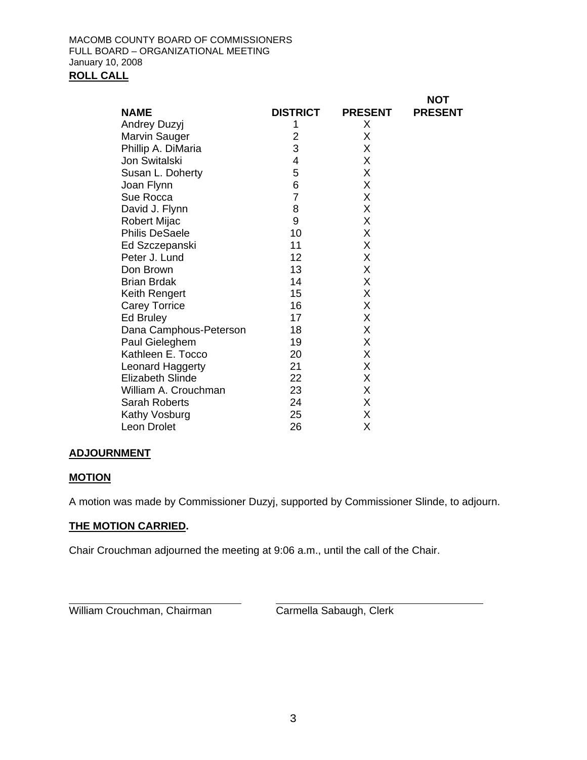MACOMB COUNTY BOARD OF COMMISSIONERS
FULL BOARD – ORGANIZATIONAL MEETING
January 10, 2008

**ROLL CALL**

| NAME | DISTRICT | PRESENT | NOT PRESENT |
|---|---|---|---|
| Andrey Duzyj | 1 | X | |
| Marvin Sauger | 2 | X | |
| Phillip A. DiMaria | 3 | X | |
| Jon Switalski | 4 | X | |
| Susan L. Doherty | 5 | X | |
| Joan Flynn | 6 | X | |
| Sue Rocca | 7 | X | |
| David J. Flynn | 8 | X | |
| Robert Mijac | 9 | X | |
| Philis DeSaele | 10 | X | |
| Ed Szczepanski | 11 | X | |
| Peter J. Lund | 12 | X | |
| Don Brown | 13 | X | |
| Brian Brdak | 14 | X | |
| Keith Rengert | 15 | X | |
| Carey Torrice | 16 | X | |
| Ed Bruley | 17 | X | |
| Dana Camphous-Peterson | 18 | X | |
| Paul Gieleghem | 19 | X | |
| Kathleen E. Tocco | 20 | X | |
| Leonard Haggerty | 21 | X | |
| Elizabeth Slinde | 22 | X | |
| William A. Crouchman | 23 | X | |
| Sarah Roberts | 24 | X | |
| Kathy Vosburg | 25 | X | |
| Leon Drolet | 26 | X | |

**ADJOURNMENT**

**MOTION**

A motion was made by Commissioner Duzyj, supported by Commissioner Slinde, to adjourn.

**THE MOTION CARRIED.**

Chair Crouchman adjourned the meeting at 9:06 a.m., until the call of the Chair.

William Crouchman, Chairman

Carmella Sabaugh, Clerk